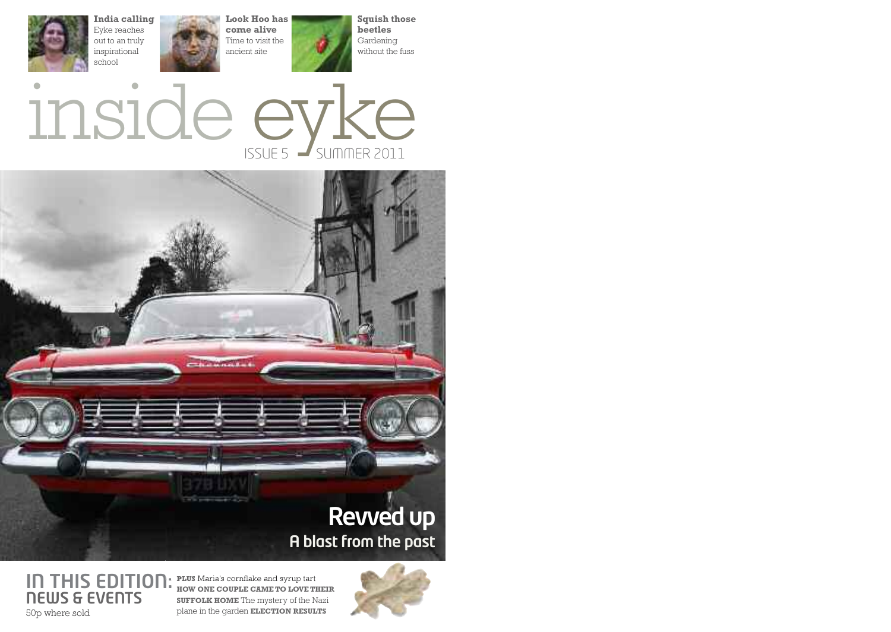**India calling**
Eyke reaches out to an truly inspirational school

**Look Hoo has come alive**
Time to visit the ancient site

**Squish those beetles**
Gardening without the fuss

# inside eyke

ISSUE 5 SUMMER 2011

## Revved up

### A blast from the past

## IN THIS EDITION: NEWS & EVENTS

50p where sold

**PLUS** Maria's cornflake and syrup tart **HOW ONE COUPLE CAME TO LOVE THEIR SUFFOLK HOME** The mystery of the Nazi plane in the garden **ELECTION RESULTS**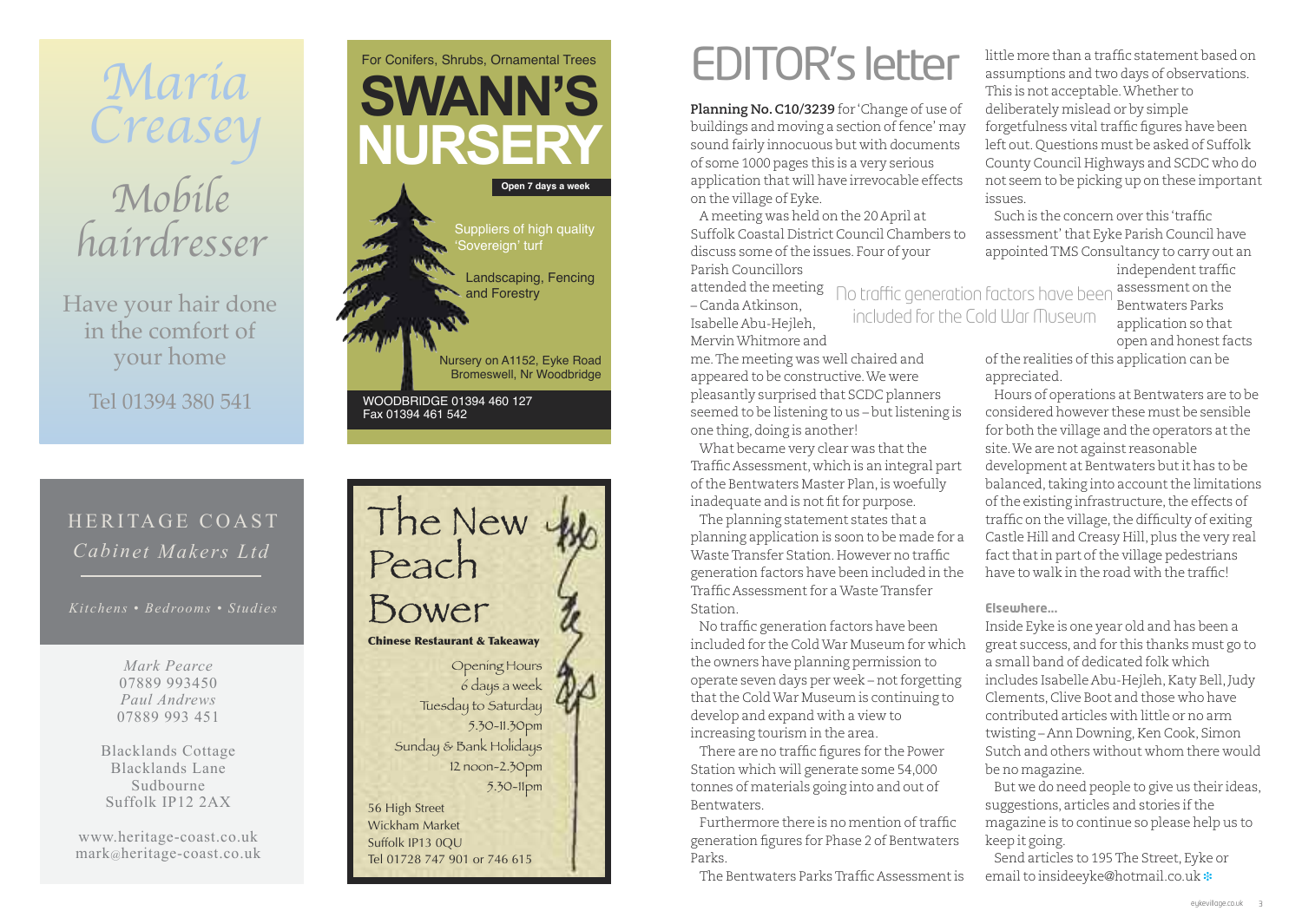# Maria Creasey

## Mobile hairdresser

Have your hair done in the comfort of your home

Tel 01394 380 541

---

For Conifers, Shrubs, Ornamental Trees

# SWANN'S NURSERY

**Open 7 days a week**

Suppliers of high quality 'Sovereign' turf

Landscaping, Fencing and Forestry

Nursery on A1152, Eyke Road Bromeswell, Nr Woodbridge

WOODBRIDGE 01394 460 127
Fax 01394 461 542

---

# HERITAGE COAST

*Cabinet Makers Ltd*

*Kitchens • Bedrooms • Studies*

*Mark Pearce*
07889 993450
*Paul Andrews*
07889 993 451

Blacklands Cottage
Blacklands Lane
Sudbourne
Suffolk IP12 2AX

www.heritage-coast.co.uk
mark@heritage-coast.co.uk

---

# The New Peach Bower

**Chinese Restaurant & Takeaway**

Opening Hours
6 days a week
Tuesday to Saturday
5.30-11.30pm
Sunday & Bank Holidays
12 noon-2.30pm
5.30-11pm

56 High Street
Wickham Market
Suffolk IP13 0QU
Tel 01728 747 901 or 746 615

---

# EDITOR's letter

**Planning No. C10/3239** for 'Change of use of buildings and moving a section of fence' may sound fairly innocuous but with documents of some 1000 pages this is a very serious application that will have irrevocable effects on the village of Eyke.

A meeting was held on the 20 April at Suffolk Coastal District Council Chambers to discuss some of the issues. Four of your Parish Councillors attended the meeting – Canda Atkinson, Isabelle Abu-Hejleh, Mervin Whitmore and me. The meeting was well chaired and appeared to be constructive. We were pleasantly surprised that SCDC planners seemed to be listening to us – but listening is one thing, doing is another!

What became very clear was that the Traffic Assessment, which is an integral part of the Bentwaters Master Plan, is woefully inadequate and is not fit for purpose.

The planning statement states that a planning application is soon to be made for a Waste Transfer Station. However no traffic generation factors have been included in the Traffic Assessment for a Waste Transfer Station.

No traffic generation factors have been included for the Cold War Museum for which the owners have planning permission to operate seven days per week – not forgetting that the Cold War Museum is continuing to develop and expand with a view to increasing tourism in the area.

> No traffic generation factors have been included for the Cold War Museum

There are no traffic figures for the Power Station which will generate some 54,000 tonnes of materials going into and out of Bentwaters.

Furthermore there is no mention of traffic generation figures for Phase 2 of Bentwaters Parks.

The Bentwaters Parks Traffic Assessment is little more than a traffic statement based on assumptions and two days of observations. This is not acceptable. Whether to deliberately mislead or by simple forgetfulness vital traffic figures have been left out. Questions must be asked of Suffolk County Council Highways and SCDC who do not seem to be picking up on these important issues.

Such is the concern over this 'traffic assessment' that Eyke Parish Council have appointed TMS Consultancy to carry out an independent traffic assessment on the Bentwaters Parks application so that open and honest facts of the realities of this application can be appreciated.

Hours of operations at Bentwaters are to be considered however these must be sensible for both the village and the operators at the site. We are not against reasonable development at Bentwaters but it has to be balanced, taking into account the limitations of the existing infrastructure, the effects of traffic on the village, the difficulty of exiting Castle Hill and Creasy Hill, plus the very real fact that in part of the village pedestrians have to walk in the road with the traffic!

**Elsewhere...**

Inside Eyke is one year old and has been a great success, and for this thanks must go to a small band of dedicated folk which includes Isabelle Abu-Hejleh, Katy Bell, Judy Clements, Clive Boot and those who have contributed articles with little or no arm twisting – Ann Downing, Ken Cook, Simon Sutch and others without whom there would be no magazine.

But we do need people to give us their ideas, suggestions, articles and stories if the magazine is to continue so please help us to keep it going.

Send articles to 195 The Street, Eyke or email to insideeyke@hotmail.co.uk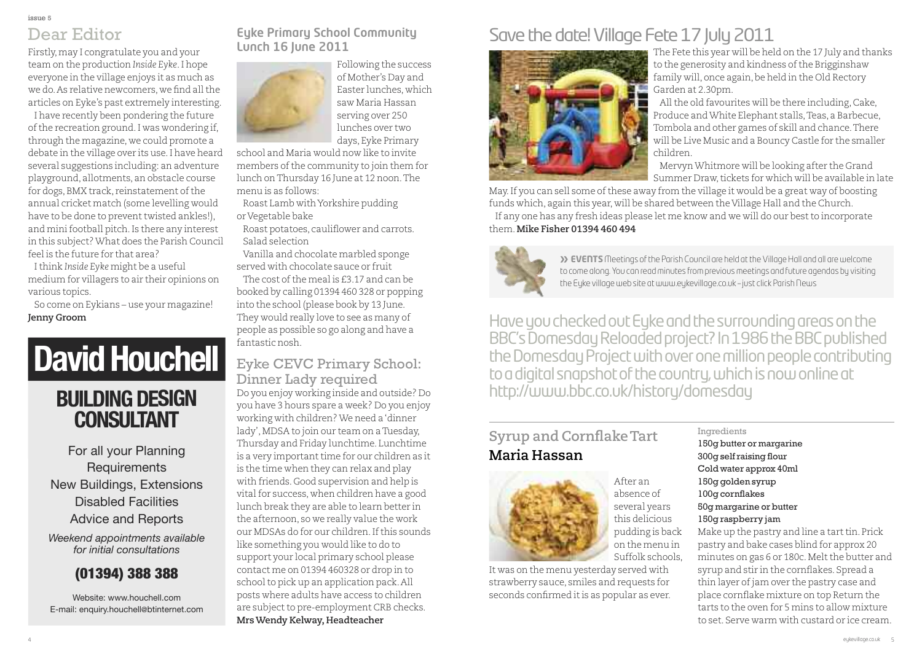## Dear Editor

Firstly, may I congratulate you and your team on the production *Inside Eyke*. I hope everyone in the village enjoys it as much as we do. As relative newcomers, we find all the articles on Eyke's past extremely interesting.

I have recently been pondering the future of the recreation ground. I was wondering if, through the magazine, we could promote a debate in the village over its use. I have heard several suggestions including: an adventure playground, allotments, an obstacle course for dogs, BMX track, reinstatement of the annual cricket match (some levelling would have to be done to prevent twisted ankles!), and mini football pitch. Is there any interest in this subject? What does the Parish Council feel is the future for that area?

I think *Inside Eyke* might be a useful medium for villagers to air their opinions on various topics.

So come on Eykians – use your magazine!

**Jenny Groom**

# David Houchell

## BUILDING DESIGN CONSULTANT

For all your Planning Requirements
New Buildings, Extensions
Disabled Facilities
Advice and Reports

*Weekend appointments available for initial consultations*

**(01394) 388 388**

Website: www.houchell.com
E-mail: enquiry.houchell@btinternet.com

## Eyke Primary School Community Lunch 16 June 2011

Following the success of Mother's Day and Easter lunches, which saw Maria Hassan serving over 250 lunches over two days, Eyke Primary school and Maria would now like to invite members of the community to join them for lunch on Thursday 16 June at 12 noon. The menu is as follows:

Roast Lamb with Yorkshire pudding or Vegetable bake

Roast potatoes, cauliflower and carrots. Salad selection

Vanilla and chocolate marbled sponge served with chocolate sauce or fruit

The cost of the meal is £3.17 and can be booked by calling 01394 460 328 or popping into the school (please book by 13 June. They would really love to see as many of people as possible so go along and have a fantastic nosh.

## Eyke CEVC Primary School: Dinner Lady required

Do you enjoy working inside and outside? Do you have 3 hours spare a week? Do you enjoy working with children? We need a 'dinner lady', MDSA to join our team on a Tuesday, Thursday and Friday lunchtime. Lunchtime is a very important time for our children as it is the time when they can relax and play with friends. Good supervision and help is vital for success, when children have a good lunch break they are able to learn better in the afternoon, so we really value the work our MDSAs do for our children. If this sounds like something you would like to do to support your local primary school please contact me on 01394 460328 or drop in to school to pick up an application pack. All posts where adults have access to children are subject to pre-employment CRB checks.

**Mrs Wendy Kelway, Headteacher**

## Save the date! Village Fete 17 July 2011

The Fete this year will be held on the 17 July and thanks to the generosity and kindness of the Brigginshaw family will, once again, be held in the Old Rectory Garden at 2.30pm.

All the old favourites will be there including, Cake, Produce and White Elephant stalls, Teas, a Barbecue, Tombola and other games of skill and chance. There will be Live Music and a Bouncy Castle for the smaller children.

Mervyn Whitmore will be looking after the Grand Summer Draw, tickets for which will be available in late May. If you can sell some of these away from the village it would be a great way of boosting funds which, again this year, will be shared between the Village Hall and the Church.

If any one has any fresh ideas please let me know and we will do our best to incorporate them. **Mike Fisher 01394 460 494**

**» EVENTS** Meetings of the Parish Council are held at the Village Hall and all are welcome to come along. You can read minutes from previous meetings and future agendas by visiting the Eyke village web site at www.eykevillage.co.uk – just click Parish News

Have you checked out Eyke and the surrounding areas on the BBC's Domesday Reloaded project? In 1986 the BBC published the Domesday Project with over one million people contributing to a digital snapshot of the country, which is now online at http://www.bbc.co.uk/history/domesday

## Syrup and Cornflake Tart

### Maria Hassan

After an absence of several years this delicious pudding is back on the menu in Suffolk schools. It was on the menu yesterday served with strawberry sauce, smiles and requests for seconds confirmed it is as popular as ever.

Ingredients

- 150g butter or margarine
- 300g self raising flour
- Cold water approx 40ml
- 150g golden syrup
- 100g cornflakes
- 50g margarine or butter
- 150g raspberry jam

Make up the pastry and line a tart tin. Prick pastry and bake cases blind for approx 20 minutes on gas 6 or 180c. Melt the butter and syrup and stir in the cornflakes. Spread a thin layer of jam over the pastry case and place cornflake mixture on top Return the tarts to the oven for 5 mins to allow mixture to set. Serve warm with custard or ice cream.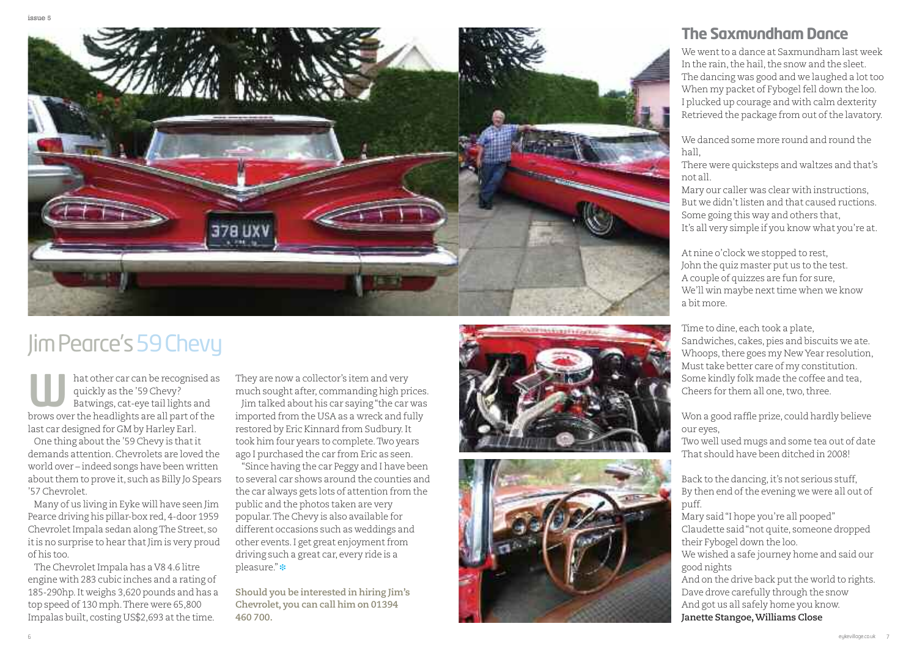# Jim Pearce's 59 Chevy

What other car can be recognised as quickly as the '59 Chevy? Batwings, cat-eye tail lights and brows over the headlights are all part of the last car designed for GM by Harley Earl.

One thing about the '59 Chevy is that it demands attention. Chevrolets are loved the world over – indeed songs have been written about them to prove it, such as Billy Jo Spears '57 Chevrolet.

Many of us living in Eyke will have seen Jim Pearce driving his pillar-box red, 4-door 1959 Chevrolet Impala sedan along The Street, so it is no surprise to hear that Jim is very proud of his too.

The Chevrolet Impala has a V8 4.6 litre engine with 283 cubic inches and a rating of 185-290hp. It weighs 3,620 pounds and has a top speed of 130 mph. There were 65,800 Impalas built, costing US$2,693 at the time.

They are now a collector's item and very much sought after, commanding high prices.

Jim talked about his car saying "the car was imported from the USA as a wreck and fully restored by Eric Kinnard from Sudbury. It took him four years to complete. Two years ago I purchased the car from Eric as seen.

"Since having the car Peggy and I have been to several car shows around the counties and the car always gets lots of attention from the public and the photos taken are very popular. The Chevy is also available for different occasions such as weddings and other events. I get great enjoyment from driving such a great car, every ride is a pleasure."

**Should you be interested in hiring Jim's Chevrolet, you can call him on 01394 460 700.**

## The Saxmundham Dance

We went to a dance at Saxmundham last week  
In the rain, the hail, the snow and the sleet.  
The dancing was good and we laughed a lot too  
When my packet of Fybogel fell down the loo.  
I plucked up courage and with calm dexterity  
Retrieved the package from out of the lavatory.

We danced some more round and round the hall,  
There were quicksteps and waltzes and that's not all.  
Mary our caller was clear with instructions,  
But we didn't listen and that caused ructions.  
Some going this way and others that,  
It's all very simple if you know what you're at.

At nine o'clock we stopped to rest,  
John the quiz master put us to the test.  
A couple of quizzes are fun for sure,  
We'll win maybe next time when we know a bit more.

Time to dine, each took a plate,  
Sandwiches, cakes, pies and biscuits we ate.  
Whoops, there goes my New Year resolution,  
Must take better care of my constitution.  
Some kindly folk made the coffee and tea,  
Cheers for them all one, two, three.

Won a good raffle prize, could hardly believe our eyes,  
Two well used mugs and some tea out of date  
That should have been ditched in 2008!

Back to the dancing, it's not serious stuff,  
By then end of the evening we were all out of puff.  
Mary said "I hope you're all pooped"  
Claudette said "not quite, someone dropped their Fybogel down the loo.  
We wished a safe journey home and said our good nights  
And on the drive back put the world to rights.  
Dave drove carefully through the snow  
And got us all safely home you know.

**Janette Stangoe, Williams Close**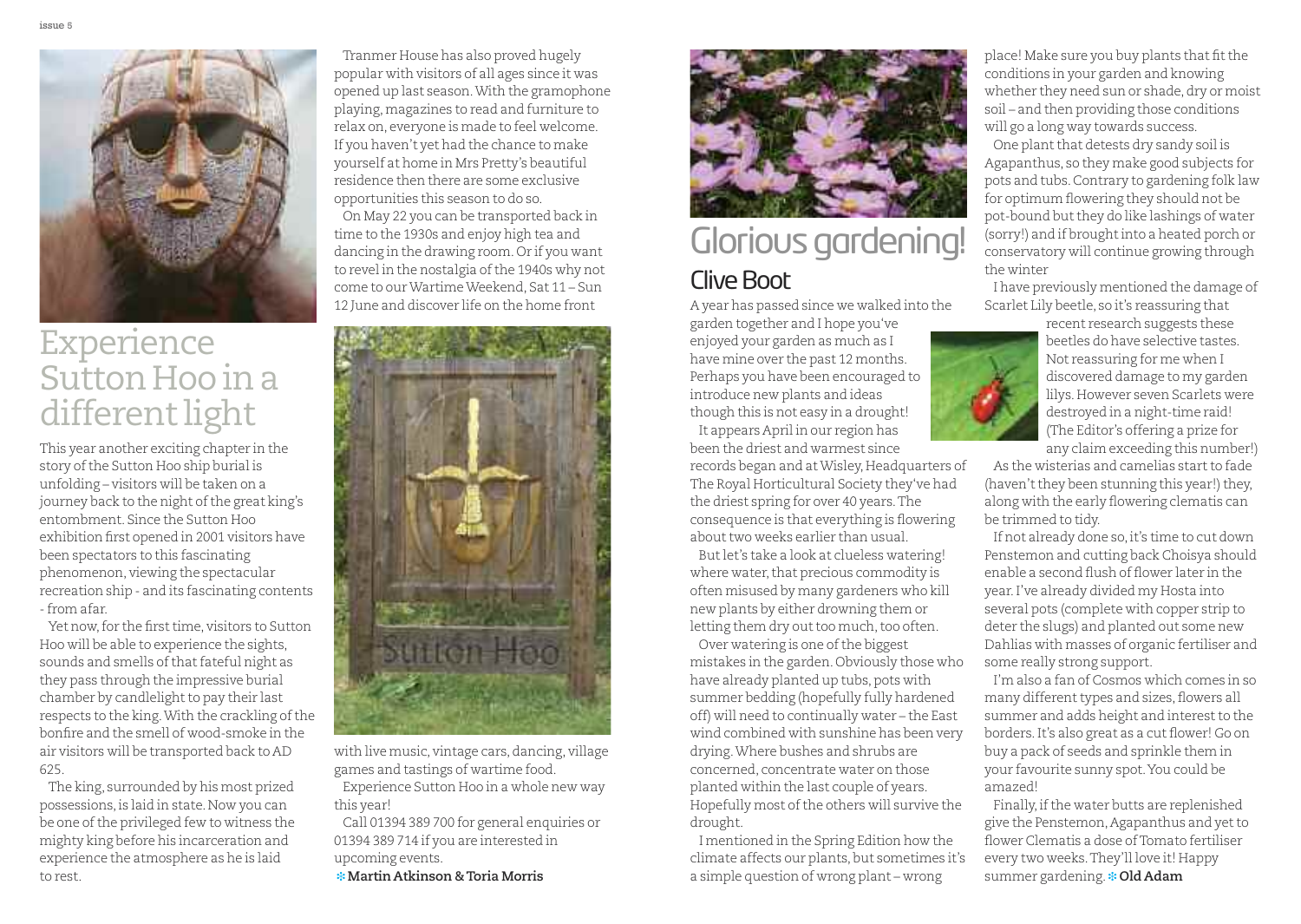# Experience Sutton Hoo in a different light

This year another exciting chapter in the story of the Sutton Hoo ship burial is unfolding – visitors will be taken on a journey back to the night of the great king's entombment. Since the Sutton Hoo exhibition first opened in 2001 visitors have been spectators to this fascinating phenomenon, viewing the spectacular recreation ship - and its fascinating contents - from afar.

Yet now, for the first time, visitors to Sutton Hoo will be able to experience the sights, sounds and smells of that fateful night as they pass through the impressive burial chamber by candlelight to pay their last respects to the king. With the crackling of the bonfire and the smell of wood-smoke in the air visitors will be transported back to AD 625.

The king, surrounded by his most prized possessions, is laid in state. Now you can be one of the privileged few to witness the mighty king before his incarceration and experience the atmosphere as he is laid to rest.

Tranmer House has also proved hugely popular with visitors of all ages since it was opened up last season. With the gramophone playing, magazines to read and furniture to relax on, everyone is made to feel welcome. If you haven't yet had the chance to make yourself at home in Mrs Pretty's beautiful residence then there are some exclusive opportunities this season to do so.

On May 22 you can be transported back in time to the 1930s and enjoy high tea and dancing in the drawing room. Or if you want to revel in the nostalgia of the 1940s why not come to our Wartime Weekend, Sat 11 – Sun 12 June and discover life on the home front with live music, vintage cars, dancing, village games and tastings of wartime food.

Experience Sutton Hoo in a whole new way this year!

Call 01394 389 700 for general enquiries or 01394 389 714 if you are interested in upcoming events.

**Martin Atkinson & Toria Morris**

# Glorious gardening!

## Clive Boot

A year has passed since we walked into the garden together and I hope you've enjoyed your garden as much as I have mine over the past 12 months. Perhaps you have been encouraged to introduce new plants and ideas though this is not easy in a drought!

It appears April in our region has been the driest and warmest since records began and at Wisley, Headquarters of The Royal Horticultural Society they've had the driest spring for over 40 years. The consequence is that everything is flowering about two weeks earlier than usual.

But let's take a look at clueless watering! where water, that precious commodity is often misused by many gardeners who kill new plants by either drowning them or letting them dry out too much, too often.

Over watering is one of the biggest mistakes in the garden. Obviously those who have already planted up tubs, pots with summer bedding (hopefully fully hardened off) will need to continually water – the East wind combined with sunshine has been very drying. Where bushes and shrubs are concerned, concentrate water on those planted within the last couple of years. Hopefully most of the others will survive the drought.

I mentioned in the Spring Edition how the climate affects our plants, but sometimes it's a simple question of wrong plant – wrong place! Make sure you buy plants that fit the conditions in your garden and knowing whether they need sun or shade, dry or moist soil – and then providing those conditions will go a long way towards success.

One plant that detests dry sandy soil is Agapanthus, so they make good subjects for pots and tubs. Contrary to gardening folk law for optimum flowering they should not be pot-bound but they do like lashings of water (sorry!) and if brought into a heated porch or conservatory will continue growing through the winter

I have previously mentioned the damage of Scarlet Lily beetle, so it's reassuring that recent research suggests these beetles do have selective tastes. Not reassuring for me when I discovered damage to my garden lilys. However seven Scarlets were destroyed in a night-time raid! (The Editor's offering a prize for any claim exceeding this number!)

As the wisterias and camelias start to fade (haven't they been stunning this year!) they, along with the early flowering clematis can be trimmed to tidy.

If not already done so, it's time to cut down Penstemon and cutting back Choisya should enable a second flush of flower later in the year. I've already divided my Hosta into several pots (complete with copper strip to deter the slugs) and planted out some new Dahlias with masses of organic fertiliser and some really strong support.

I'm also a fan of Cosmos which comes in so many different types and sizes, flowers all summer and adds height and interest to the borders. It's also great as a cut flower! Go on buy a pack of seeds and sprinkle them in your favourite sunny spot. You could be amazed!

Finally, if the water butts are replenished give the Penstemon, Agapanthus and yet to flower Clematis a dose of Tomato fertiliser every two weeks. They'll love it! Happy summer gardening. **Old Adam**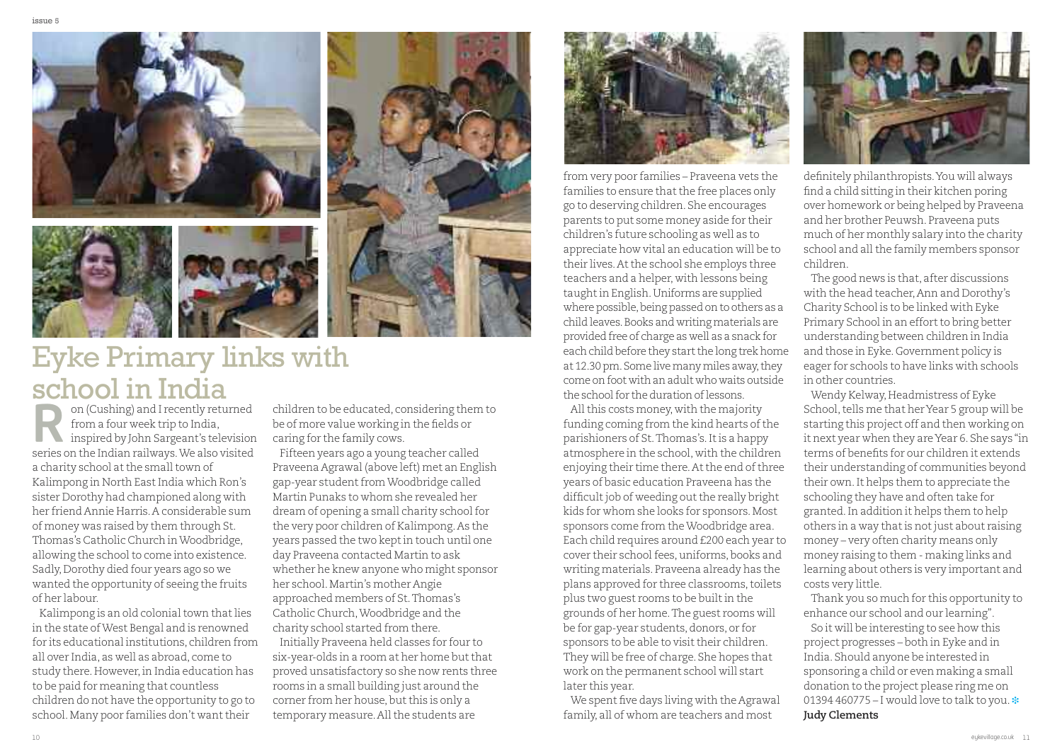# Eyke Primary links with school in India

Ron (Cushing) and I recently returned from a four week trip to India, inspired by John Sargeant's television series on the Indian railways. We also visited a charity school at the small town of Kalimpong in North East India which Ron's sister Dorothy had championed along with her friend Annie Harris. A considerable sum of money was raised by them through St. Thomas's Catholic Church in Woodbridge, allowing the school to come into existence. Sadly, Dorothy died four years ago so we wanted the opportunity of seeing the fruits of her labour.

Kalimpong is an old colonial town that lies in the state of West Bengal and is renowned for its educational institutions, children from all over India, as well as abroad, come to study there. However, in India education has to be paid for meaning that countless children do not have the opportunity to go to school. Many poor families don't want their children to be educated, considering them to be of more value working in the fields or caring for the family cows.

Fifteen years ago a young teacher called Praveena Agrawal (above left) met an English gap-year student from Woodbridge called Martin Punaks to whom she revealed her dream of opening a small charity school for the very poor children of Kalimpong. As the years passed the two kept in touch until one day Praveena contacted Martin to ask whether he knew anyone who might sponsor her school. Martin's mother Angie approached members of St. Thomas's Catholic Church, Woodbridge and the charity school started from there.

Initially Praveena held classes for four to six-year-olds in a room at her home but that proved unsatisfactory so she now rents three rooms in a small building just around the corner from her house, but this is only a temporary measure. All the students are from very poor families – Praveena vets the families to ensure that the free places only go to deserving children. She encourages parents to put some money aside for their children's future schooling as well as to appreciate how vital an education will be to their lives. At the school she employs three teachers and a helper, with lessons being taught in English. Uniforms are supplied where possible, being passed on to others as a child leaves. Books and writing materials are provided free of charge as well as a snack for each child before they start the long trek home at 12.30 pm. Some live many miles away, they come on foot with an adult who waits outside the school for the duration of lessons.

All this costs money, with the majority funding coming from the kind hearts of the parishioners of St. Thomas's. It is a happy atmosphere in the school, with the children enjoying their time there. At the end of three years of basic education Praveena has the difficult job of weeding out the really bright kids for whom she looks for sponsors. Most sponsors come from the Woodbridge area. Each child requires around £200 each year to cover their school fees, uniforms, books and writing materials. Praveena already has the plans approved for three classrooms, toilets plus two guest rooms to be built in the grounds of her home. The guest rooms will be for gap-year students, donors, or for sponsors to be able to visit their children. They will be free of charge. She hopes that work on the permanent school will start later this year.

We spent five days living with the Agrawal family, all of whom are teachers and most definitely philanthropists. You will always find a child sitting in their kitchen poring over homework or being helped by Praveena and her brother Peuwsh. Praveena puts much of her monthly salary into the charity school and all the family members sponsor children.

The good news is that, after discussions with the head teacher, Ann and Dorothy's Charity School is to be linked with Eyke Primary School in an effort to bring better understanding between children in India and those in Eyke. Government policy is eager for schools to have links with schools in other countries.

Wendy Kelway, Headmistress of Eyke School, tells me that her Year 5 group will be starting this project off and then working on it next year when they are Year 6. She says "in terms of benefits for our children it extends their understanding of communities beyond their own. It helps them to appreciate the schooling they have and often take for granted. In addition it helps them to help others in a way that is not just about raising money – very often charity means only money raising to them - making links and learning about others is very important and costs very little.

Thank you so much for this opportunity to enhance our school and our learning".

So it will be interesting to see how this project progresses – both in Eyke and in India. Should anyone be interested in sponsoring a child or even making a small donation to the project please ring me on 01394 460775 – I would love to talk to you.

**Judy Clements**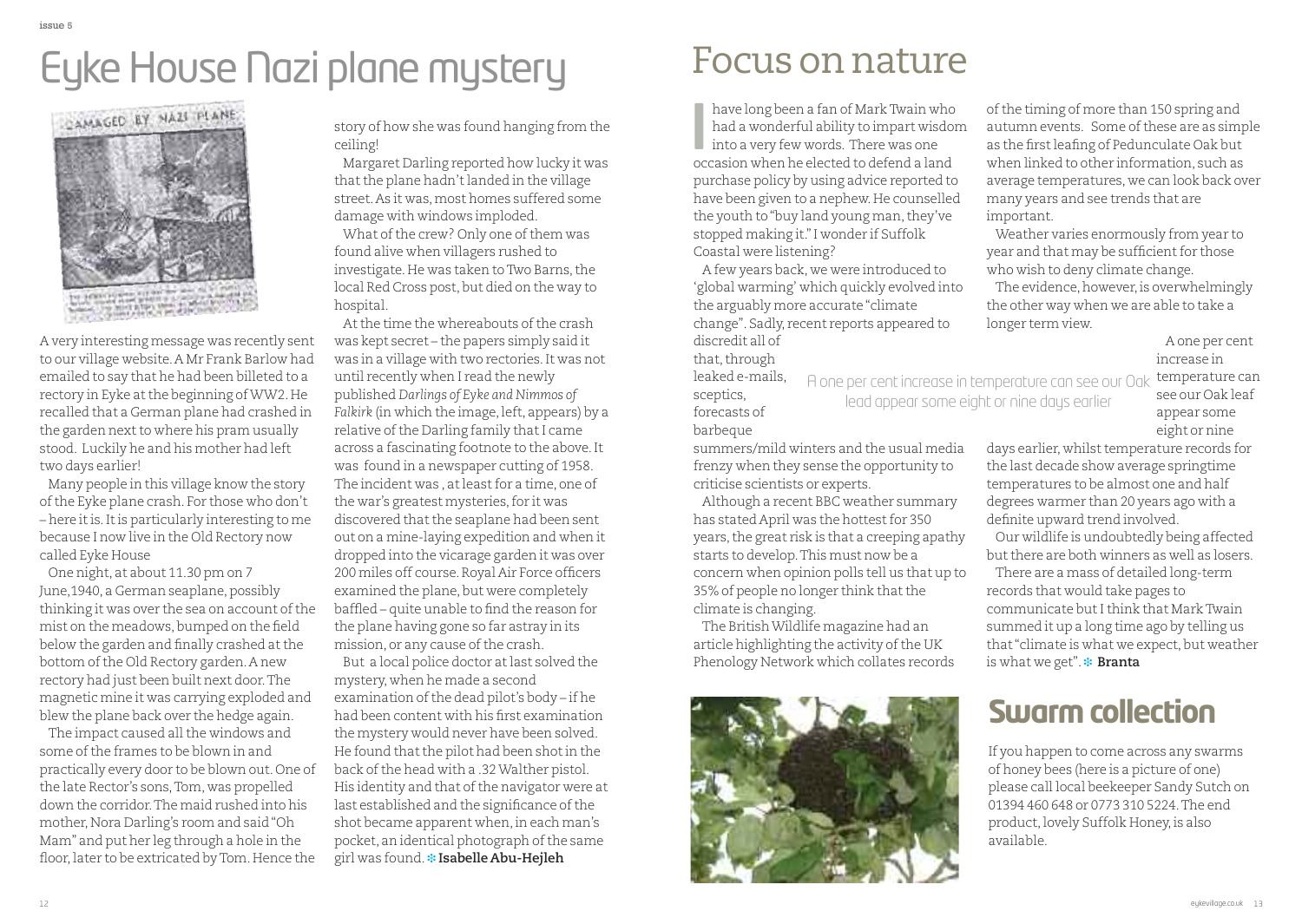# Eyke House Nazi plane mystery

A very interesting message was recently sent to our village website. A Mr Frank Barlow had emailed to say that he had been billeted to a rectory in Eyke at the beginning of WW2. He recalled that a German plane had crashed in the garden next to where his pram usually stood. Luckily he and his mother had left two days earlier!

Many people in this village know the story of the Eyke plane crash. For those who don't – here it is. It is particularly interesting to me because I now live in the Old Rectory now called Eyke House

One night, at about 11.30 pm on 7 June,1940, a German seaplane, possibly thinking it was over the sea on account of the mist on the meadows, bumped on the field below the garden and finally crashed at the bottom of the Old Rectory garden. A new rectory had just been built next door. The magnetic mine it was carrying exploded and blew the plane back over the hedge again.

The impact caused all the windows and some of the frames to be blown in and practically every door to be blown out. One of the late Rector's sons, Tom, was propelled down the corridor. The maid rushed into his mother, Nora Darling's room and said "Oh Mam" and put her leg through a hole in the floor, later to be extricated by Tom. Hence the story of how she was found hanging from the ceiling!

Margaret Darling reported how lucky it was that the plane hadn't landed in the village street. As it was, most homes suffered some damage with windows imploded.

What of the crew? Only one of them was found alive when villagers rushed to investigate. He was taken to Two Barns, the local Red Cross post, but died on the way to hospital.

At the time the whereabouts of the crash was kept secret – the papers simply said it was in a village with two rectories. It was not until recently when I read the newly published *Darlings of Eyke and Nimmos of Falkirk* (in which the image, left, appears) by a relative of the Darling family that I came across a fascinating footnote to the above. It was found in a newspaper cutting of 1958. The incident was , at least for a time, one of the war's greatest mysteries, for it was discovered that the seaplane had been sent out on a mine-laying expedition and when it dropped into the vicarage garden it was over 200 miles off course. Royal Air Force officers examined the plane, but were completely baffled – quite unable to find the reason for the plane having gone so far astray in its mission, or any cause of the crash.

But a local police doctor at last solved the mystery, when he made a second examination of the dead pilot's body – if he had been content with his first examination the mystery would never have been solved. He found that the pilot had been shot in the back of the head with a .32 Walther pistol. His identity and that of the navigator were at last established and the significance of the shot became apparent when, in each man's pocket, an identical photograph of the same girl was found. **Isabelle Abu-Hejleh**

# Focus on nature

I have long been a fan of Mark Twain who had a wonderful ability to impart wisdom into a very few words. There was one occasion when he elected to defend a land purchase policy by using advice reported to have been given to a nephew. He counselled the youth to "buy land young man, they've stopped making it." I wonder if Suffolk Coastal were listening?

A few years back, we were introduced to 'global warming' which quickly evolved into the arguably more accurate "climate change". Sadly, recent reports appeared to discredit all of that, through leaked e-mails, sceptics, forecasts of barbeque summers/mild winters and the usual media frenzy when they sense the opportunity to criticise scientists or experts.

> A one per cent increase in temperature can see our Oak lead appear some eight or nine days earlier

Although a recent BBC weather summary has stated April was the hottest for 350 years, the great risk is that a creeping apathy starts to develop. This must now be a concern when opinion polls tell us that up to 35% of people no longer think that the climate is changing.

The British Wildlife magazine had an article highlighting the activity of the UK Phenology Network which collates records of the timing of more than 150 spring and autumn events. Some of these are as simple as the first leafing of Pedunculate Oak but when linked to other information, such as average temperatures, we can look back over many years and see trends that are important.

Weather varies enormously from year to year and that may be sufficient for those who wish to deny climate change.

The evidence, however, is overwhelmingly the other way when we are able to take a longer term view.

A one per cent increase in temperature can see our Oak leaf appear some eight or nine days earlier, whilst temperature records for the last decade show average springtime temperatures to be almost one and half degrees warmer than 20 years ago with a definite upward trend involved.

Our wildlife is undoubtedly being affected but there are both winners as well as losers.

There are a mass of detailed long-term records that would take pages to communicate but I think that Mark Twain summed it up a long time ago by telling us that "climate is what we expect, but weather is what we get". **Branta**

## Swarm collection

If you happen to come across any swarms of honey bees (here is a picture of one) please call local beekeeper Sandy Sutch on 01394 460 648 or 0773 310 5224. The end product, lovely Suffolk Honey, is also available.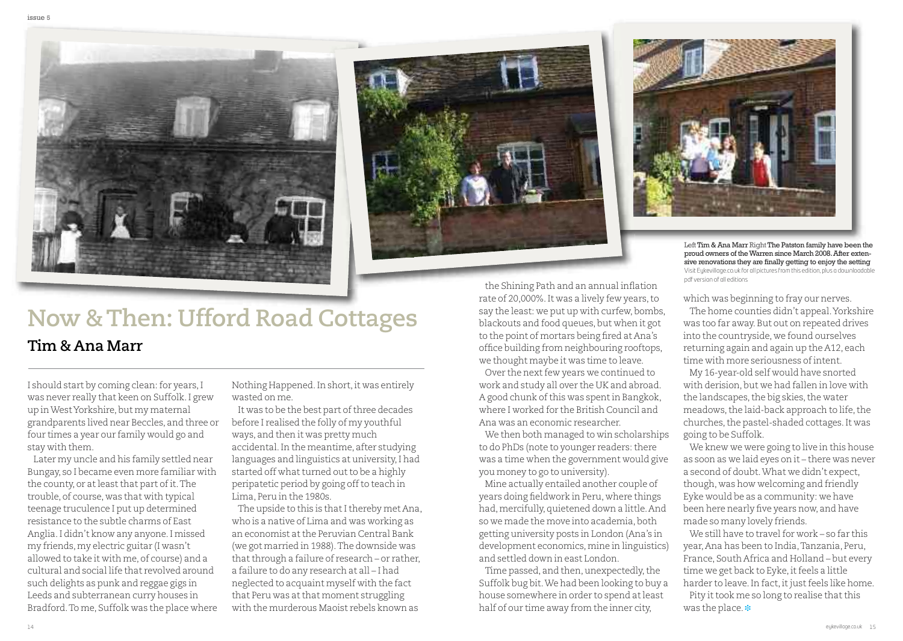# Now & Then: Ufford Road Cottages

## Tim & Ana Marr

I should start by coming clean: for years, I was never really that keen on Suffolk. I grew up in West Yorkshire, but my maternal grandparents lived near Beccles, and three or four times a year our family would go and stay with them.

Later my uncle and his family settled near Bungay, so I became even more familiar with the county, or at least that part of it. The trouble, of course, was that with typical teenage truculence I put up determined resistance to the subtle charms of East Anglia. I didn't know anyone. I missed my friends, my electric guitar (I wasn't allowed to take it with me, of course) and a cultural and social life that revolved around such delights as punk and reggae gigs in Leeds and subterranean curry houses in Bradford. To me, Suffolk was the place where Nothing Happened. In short, it was entirely wasted on me.

It was to be the best part of three decades before I realised the folly of my youthful ways, and then it was pretty much accidental. In the meantime, after studying languages and linguistics at university, I had started off what turned out to be a highly peripatetic period by going off to teach in Lima, Peru in the 1980s.

The upside to this is that I thereby met Ana, who is a native of Lima and was working as an economist at the Peruvian Central Bank (we got married in 1988). The downside was that through a failure of research – or rather, a failure to do any research at all – I had neglected to acquaint myself with the fact that Peru was at that moment struggling with the murderous Maoist rebels known as the Shining Path and an annual inflation rate of 20,000%. It was a lively few years, to say the least: we put up with curfew, bombs, blackouts and food queues, but when it got to the point of mortars being fired at Ana's office building from neighbouring rooftops, we thought maybe it was time to leave.

Over the next few years we continued to work and study all over the UK and abroad. A good chunk of this was spent in Bangkok, where I worked for the British Council and Ana was an economic researcher.

We then both managed to win scholarships to do PhDs (note to younger readers: there was a time when the government would give you money to go to university).

Mine actually entailed another couple of years doing fieldwork in Peru, where things had, mercifully, quietened down a little. And so we made the move into academia, both getting university posts in London (Ana's in development economics, mine in linguistics) and settled down in east London.

Time passed, and then, unexpectedly, the Suffolk bug bit. We had been looking to buy a house somewhere in order to spend at least half of our time away from the inner city, which was beginning to fray our nerves.

The home counties didn't appeal. Yorkshire was too far away. But out on repeated drives into the countryside, we found ourselves returning again and again up the A12, each time with more seriousness of intent.

My 16-year-old self would have snorted with derision, but we had fallen in love with the landscapes, the big skies, the water meadows, the laid-back approach to life, the churches, the pastel-shaded cottages. It was going to be Suffolk.

We knew we were going to live in this house as soon as we laid eyes on it – there was never a second of doubt. What we didn't expect, though, was how welcoming and friendly Eyke would be as a community: we have been here nearly five years now, and have made so many lovely friends.

We still have to travel for work – so far this year, Ana has been to India, Tanzania, Peru, France, South Africa and Holland – but every time we get back to Eyke, it feels a little harder to leave. In fact, it just feels like home.

Pity it took me so long to realise that this was the place.

**Left** Tim & Ana Marr **Right** The Patston family have been the proud owners of the Warren since March 2008. After extensive renovations they are finally getting to enjoy the setting

Visit Eykevillage.co.uk for all pictures from this edition, plus a downloadable pdf version of all editions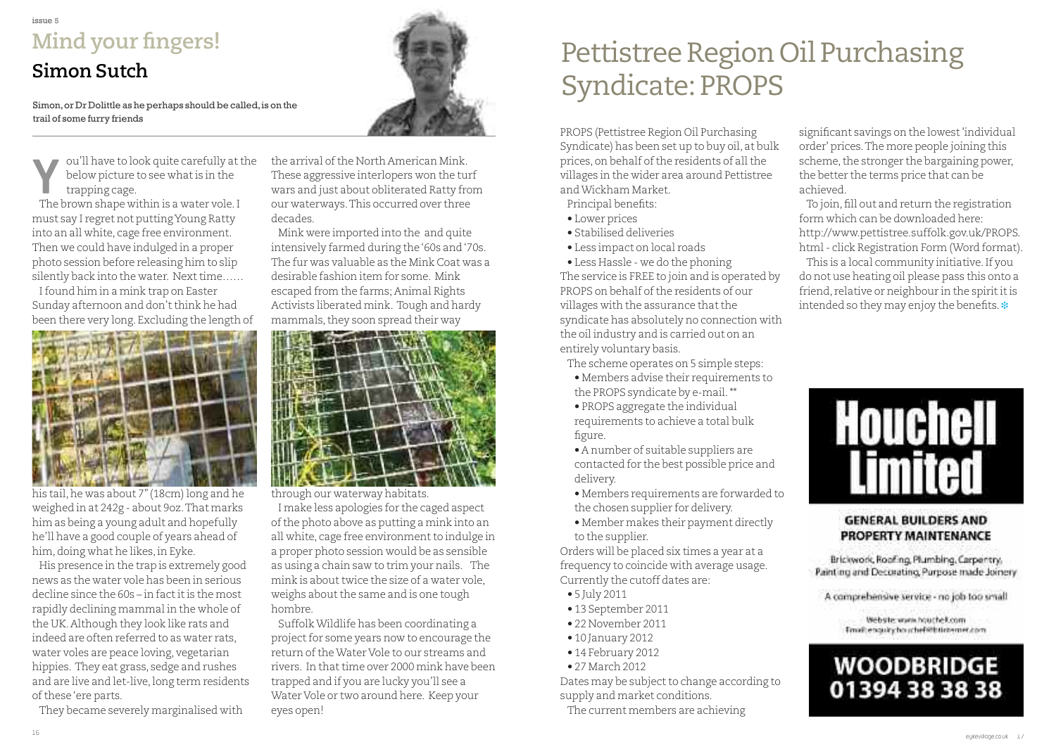# Mind your fingers!

## Simon Sutch

Simon, or Dr Dolittle as he perhaps should be called, is on the trail of some furry friends

You'll have to look quite carefully at the below picture to see what is in the trapping cage.

The brown shape within is a water vole. I must say I regret not putting Young Ratty into an all white, cage free environment. Then we could have indulged in a proper photo session before releasing him to slip silently back into the water. Next time……

I found him in a mink trap on Easter Sunday afternoon and don't think he had been there very long. Excluding the length of his tail, he was about 7" (18cm) long and he weighed in at 242g - about 9oz. That marks him as being a young adult and hopefully he'll have a good couple of years ahead of him, doing what he likes, in Eyke.

His presence in the trap is extremely good news as the water vole has been in serious decline since the 60s – in fact it is the most rapidly declining mammal in the whole of the UK. Although they look like rats and indeed are often referred to as water rats, water voles are peace loving, vegetarian hippies. They eat grass, sedge and rushes and are live and let-live, long term residents of these 'ere parts.

They became severely marginalised with the arrival of the North American Mink. These aggressive interlopers won the turf wars and just about obliterated Ratty from our waterways. This occurred over three decades.

Mink were imported into the and quite intensively farmed during the '60s and '70s. The fur was valuable as the Mink Coat was a desirable fashion item for some. Mink escaped from the farms; Animal Rights Activists liberated mink. Tough and hardy mammals, they soon spread their way through our waterway habitats.

I make less apologies for the caged aspect of the photo above as putting a mink into an all white, cage free environment to indulge in a proper photo session would be as sensible as using a chain saw to trim your nails. The mink is about twice the size of a water vole, weighs about the same and is one tough hombre.

Suffolk Wildlife has been coordinating a project for some years now to encourage the return of the Water Vole to our streams and rivers. In that time over 2000 mink have been trapped and if you are lucky you'll see a Water Vole or two around here. Keep your eyes open!

# Pettistree Region Oil Purchasing Syndicate: PROPS

PROPS (Pettistree Region Oil Purchasing Syndicate) has been set up to buy oil, at bulk prices, on behalf of the residents of all the villages in the wider area around Pettistree and Wickham Market.

Principal benefits:

- Lower prices
- Stabilised deliveries
- Less impact on local roads
- Less Hassle - we do the phoning

The service is FREE to join and is operated by PROPS on behalf of the residents of our villages with the assurance that the syndicate has absolutely no connection with the oil industry and is carried out on an entirely voluntary basis.

The scheme operates on 5 simple steps:

- Members advise their requirements to the PROPS syndicate by e-mail. **
- PROPS aggregate the individual requirements to achieve a total bulk figure.
- A number of suitable suppliers are contacted for the best possible price and delivery.
- Members requirements are forwarded to the chosen supplier for delivery.
- Member makes their payment directly to the supplier.

Orders will be placed six times a year at a frequency to coincide with average usage. Currently the cutoff dates are:

- 5 July 2011
- 13 September 2011
- 22 November 2011
- 10 January 2012
- 14 February 2012
- 27 March 2012

Dates may be subject to change according to supply and market conditions.

The current members are achieving significant savings on the lowest 'individual order' prices. The more people joining this scheme, the stronger the bargaining power, the better the terms price that can be achieved.

To join, fill out and return the registration form which can be downloaded here: http://www.pettistree.suffolk.gov.uk/PROPS.html - click Registration Form (Word format).

This is a local community initiative. If you do not use heating oil please pass this onto a friend, relative or neighbour in the spirit it is intended so they may enjoy the benefits.

**Houchell Limited**

**GENERAL BUILDERS AND PROPERTY MAINTENANCE**

Brickwork, Roofing, Plumbing, Carpentry, Painting and Decorating, Purpose made Joinery

A comprehensive service - no job too small

Website: www.houchell.com
Email: enquiry.houchell@btinternet.com

**WOODBRIDGE 01394 38 38 38**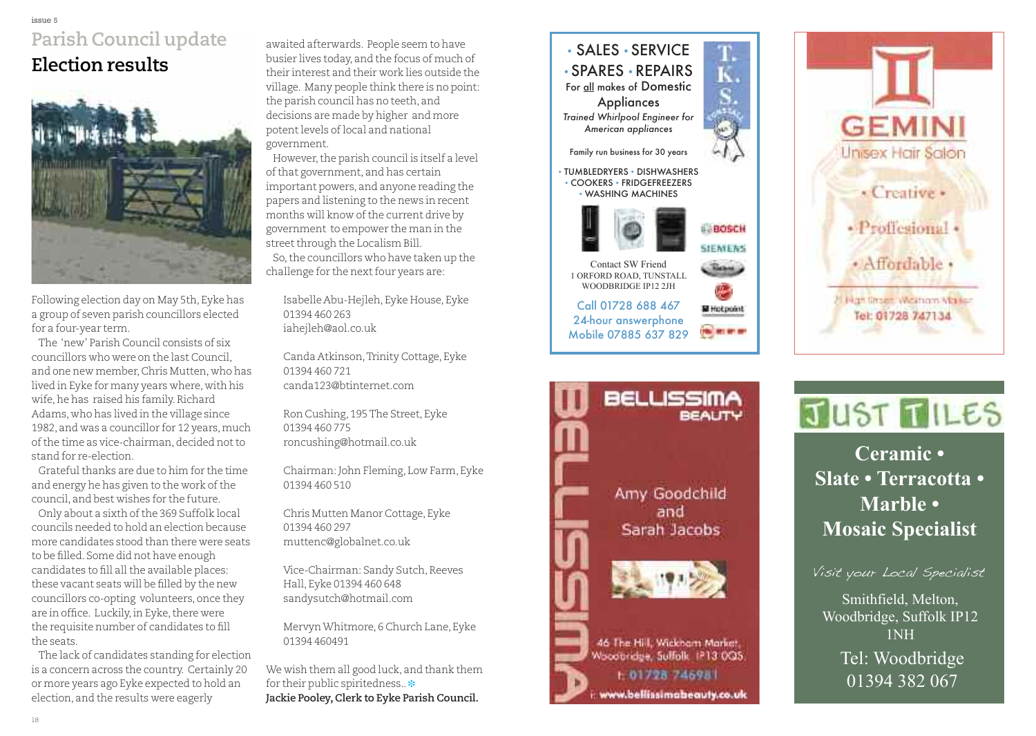# Parish Council update

## Election results

Following election day on May 5th, Eyke has a group of seven parish councillors elected for a four-year term.

The 'new' Parish Council consists of six councillors who were on the last Council, and one new member, Chris Mutten, who has lived in Eyke for many years where, with his wife, he has raised his family. Richard Adams, who has lived in the village since 1982, and was a councillor for 12 years, much of the time as vice-chairman, decided not to stand for re-election.

Grateful thanks are due to him for the time and energy he has given to the work of the council, and best wishes for the future.

Only about a sixth of the 369 Suffolk local councils needed to hold an election because more candidates stood than there were seats to be filled. Some did not have enough candidates to fill all the available places: these vacant seats will be filled by the new councillors co-opting volunteers, once they are in office. Luckily, in Eyke, there were the requisite number of candidates to fill the seats.

The lack of candidates standing for election is a concern across the country. Certainly 20 or more years ago Eyke expected to hold an election, and the results were eagerly awaited afterwards. People seem to have busier lives today, and the focus of much of their interest and their work lies outside the village. Many people think there is no point: the parish council has no teeth, and decisions are made by higher and more potent levels of local and national government.

However, the parish council is itself a level of that government, and has certain important powers, and anyone reading the papers and listening to the news in recent months will know of the current drive by government to empower the man in the street through the Localism Bill.

So, the councillors who have taken up the challenge for the next four years are:

Isabelle Abu-Hejleh, Eyke House, Eyke
01394 460 263
iahejleh@aol.co.uk

Canda Atkinson, Trinity Cottage, Eyke
01394 460 721
canda123@btinternet.com

Ron Cushing, 195 The Street, Eyke
01394 460 775
roncushing@hotmail.co.uk

Chairman: John Fleming, Low Farm, Eyke
01394 460 510

Chris Mutten Manor Cottage, Eyke
01394 460 297
muttenc@globalnet.co.uk

Vice-Chairman: Sandy Sutch, Reeves Hall, Eyke 01394 460 648
sandysutch@hotmail.com

Mervyn Whitmore, 6 Church Lane, Eyke
01394 460491

We wish them all good luck, and thank them for their public spiritedness..

**Jackie Pooley, Clerk to Eyke Parish Council.**

---

• SALES • SERVICE
• SPARES • REPAIRS
For all makes of Domestic Appliances

*Trained Whirlpool Engineer for American appliances*

Family run business for 30 years

• TUMBLEDRYERS • DISHWASHERS
• COOKERS • FRIDGEFREEZERS
• WASHING MACHINES

Contact SW Friend
1 ORFORD ROAD, TUNSTALL
WOODBRIDGE IP12 2JH

Call 01728 688 467
24-hour answerphone
Mobile 07885 637 829

---

GEMINI
Unisex Hair Salon

• Creative •
• Proffesional •
• Affordable •

21 High Street, Wickham Market
Tel: 01728 747134

---

BELLISSIMA BEAUTY

Amy Goodchild and Sarah Jacobs

46 The Hill, Wickham Market, Woodbridge, Suffolk IP13 0QS
t: 01728 746981
i: www.bellissimabeauty.co.uk

---

JUST TILES

**Ceramic • Slate • Terracotta • Marble • Mosaic Specialist**

*Visit your Local Specialist*

Smithfield, Melton, Woodbridge, Suffolk IP12 1NH
Tel: Woodbridge 01394 382 067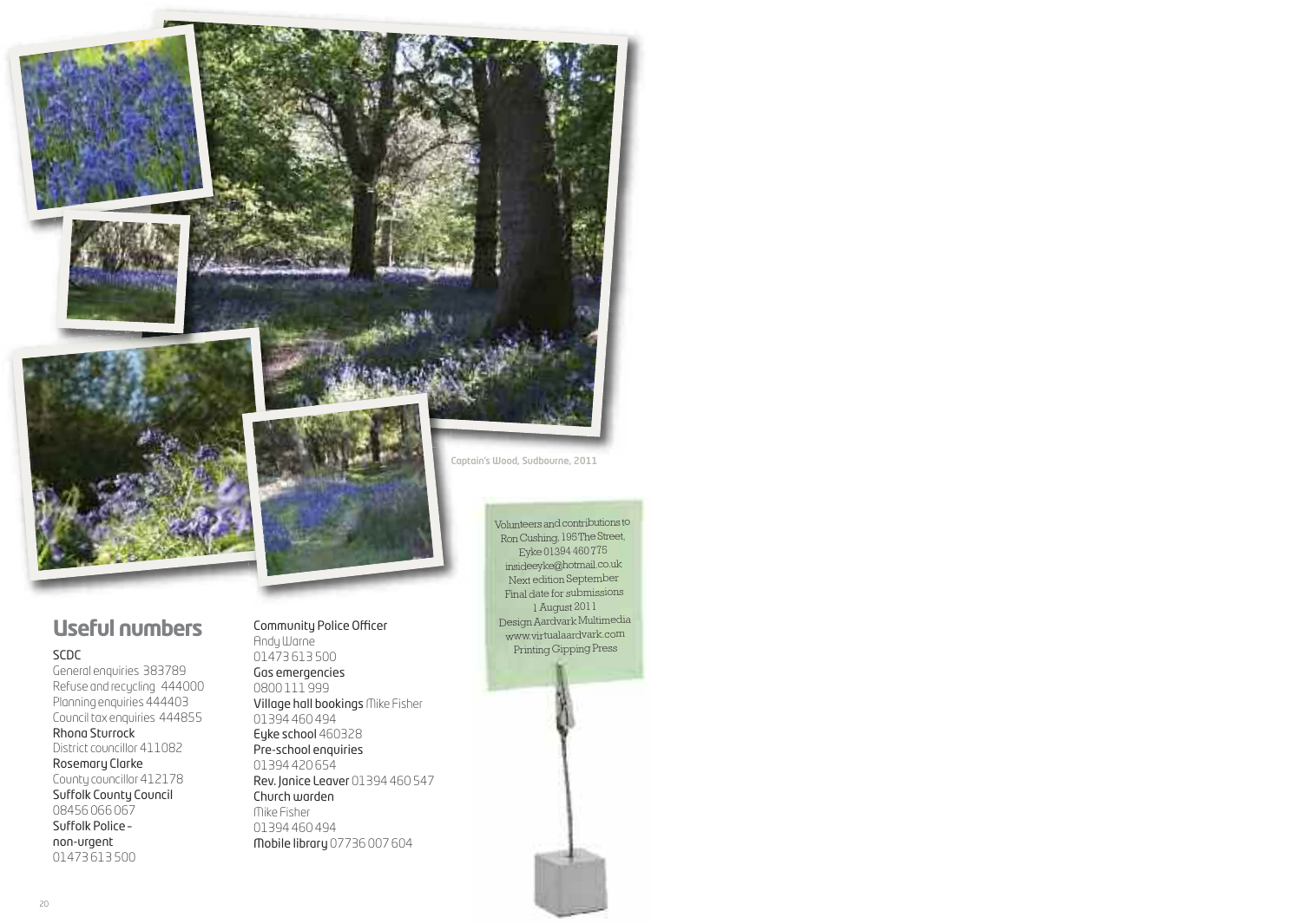Captain's Wood, Sudbourne, 2011

Volunteers and contributions to Ron Cushing, 195 The Street, Eyke 01394 460 775
insideeyke@hotmail.co.uk
Next edition September
Final date for submissions 1 August 2011
Design Aardvark Multimedia
www.virtualaardvark.com
Printing Gipping Press

## Useful numbers

**SCDC**
General enquiries 383789
Refuse and recycling 444000
Planning enquiries 444403
Council tax enquiries 444855

**Rhona Sturrock**
District councillor 411082

**Rosemary Clarke**
County councillor 412178

**Suffolk County Council**
08456 066 067

**Suffolk Police – non-urgent**
01473 613 500

**Community Police Officer**
Andy Warne
01473 613 500

**Gas emergencies**
0800 111 999

**Village hall bookings** Mike Fisher
01394 460 494

**Eyke school** 460328

**Pre-school enquiries**
01394 420 654

**Rev. Janice Leaver** 01394 460 547

**Church warden**
Mike Fisher
01394 460 494

**Mobile library** 07736 007 604